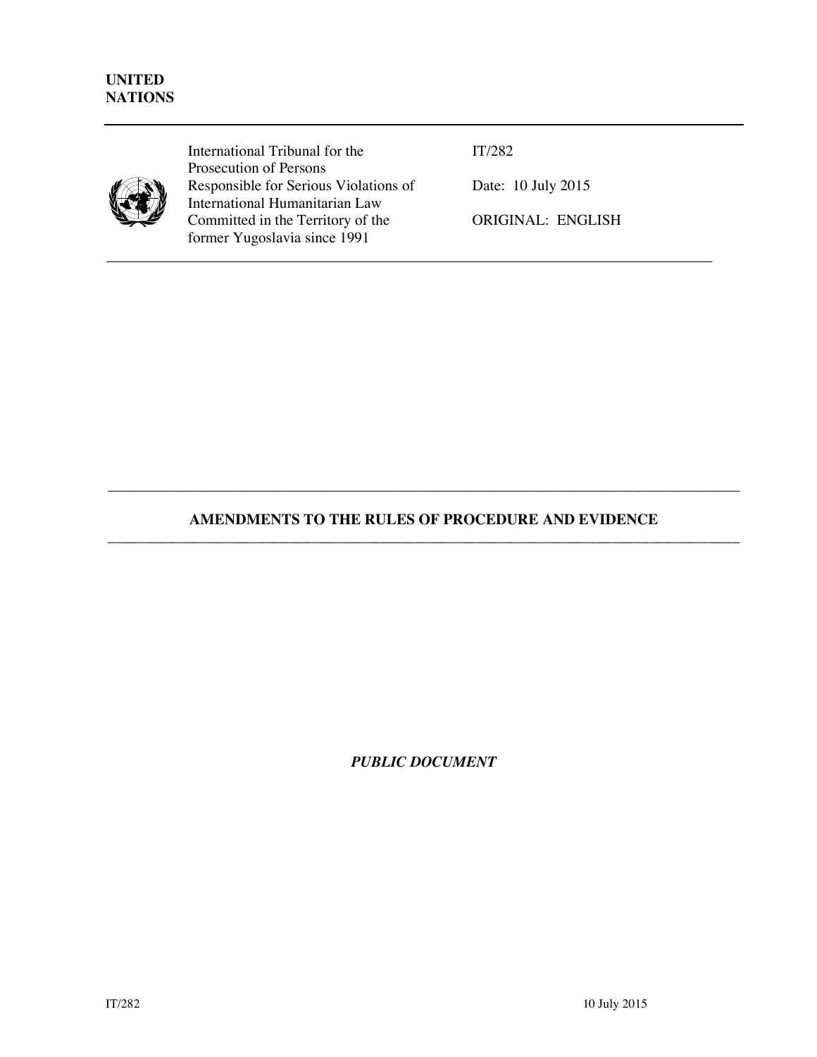**UNITED NATIONS**

---

| | | |
|---|---|---|
| | International Tribunal for the Prosecution of Persons Responsible for Serious Violations of International Humanitarian Law Committed in the Territory of the former Yugoslavia since 1991 | IT/282<br><br>Date: 10 July 2015<br><br>ORIGINAL: ENGLISH |

---

## AMENDMENTS TO THE RULES OF PROCEDURE AND EVIDENCE

---

***PUBLIC DOCUMENT***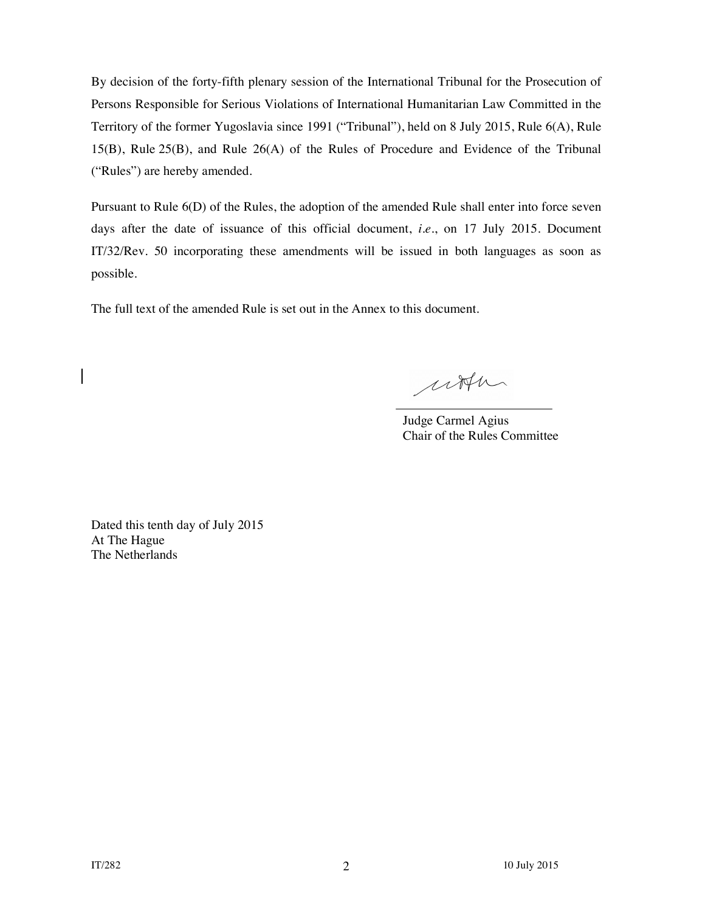By decision of the forty-fifth plenary session of the International Tribunal for the Prosecution of Persons Responsible for Serious Violations of International Humanitarian Law Committed in the Territory of the former Yugoslavia since 1991 ("Tribunal"), held on 8 July 2015, Rule 6(A), Rule 15(B), Rule 25(B), and Rule 26(A) of the Rules of Procedure and Evidence of the Tribunal ("Rules") are hereby amended.

Pursuant to Rule 6(D) of the Rules, the adoption of the amended Rule shall enter into force seven days after the date of issuance of this official document, *i.e.*, on 17 July 2015. Document IT/32/Rev. 50 incorporating these amendments will be issued in both languages as soon as possible.

The full text of the amended Rule is set out in the Annex to this document.

Judge Carmel Agius
Chair of the Rules Committee

Dated this tenth day of July 2015
At The Hague
The Netherlands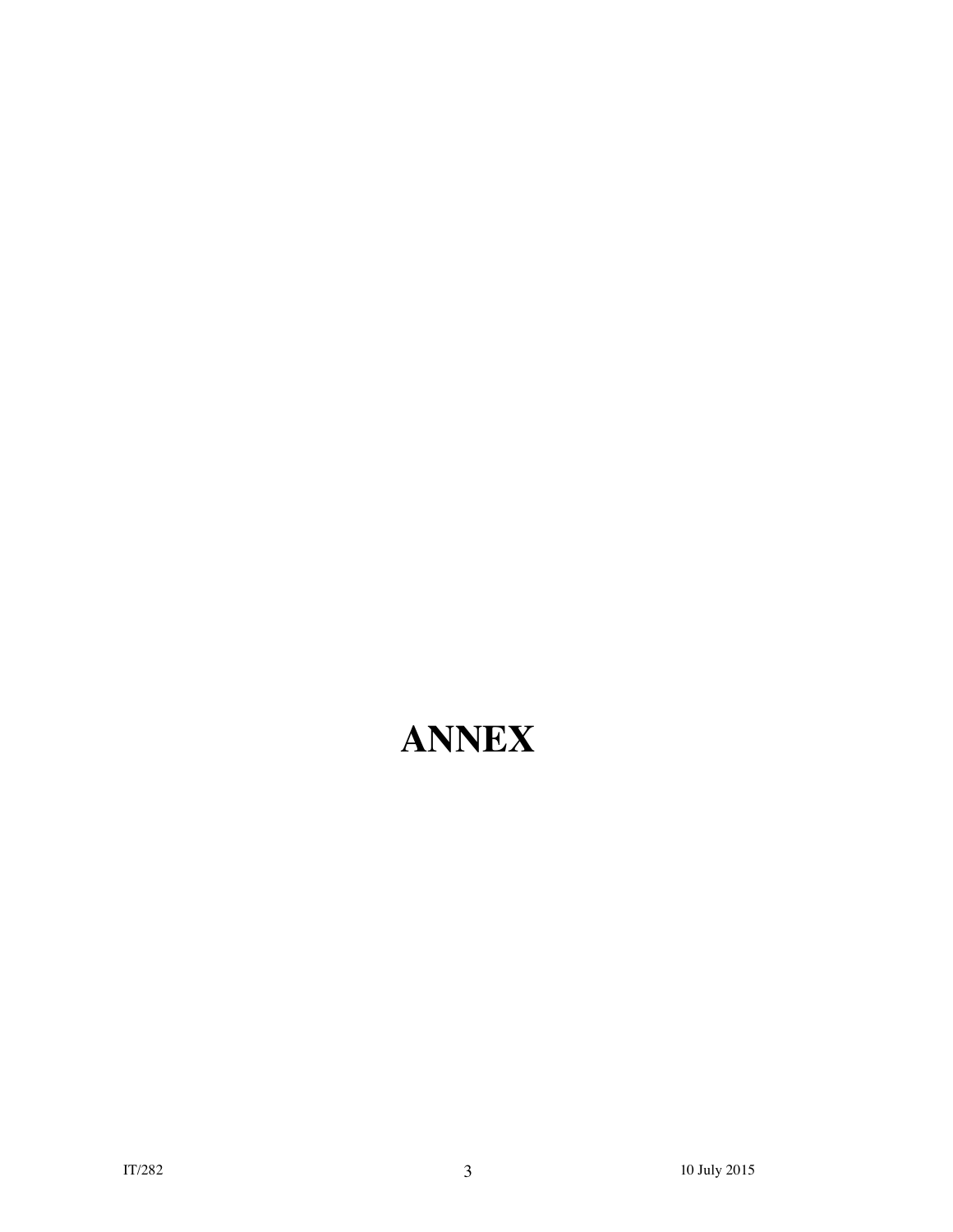# ANNEX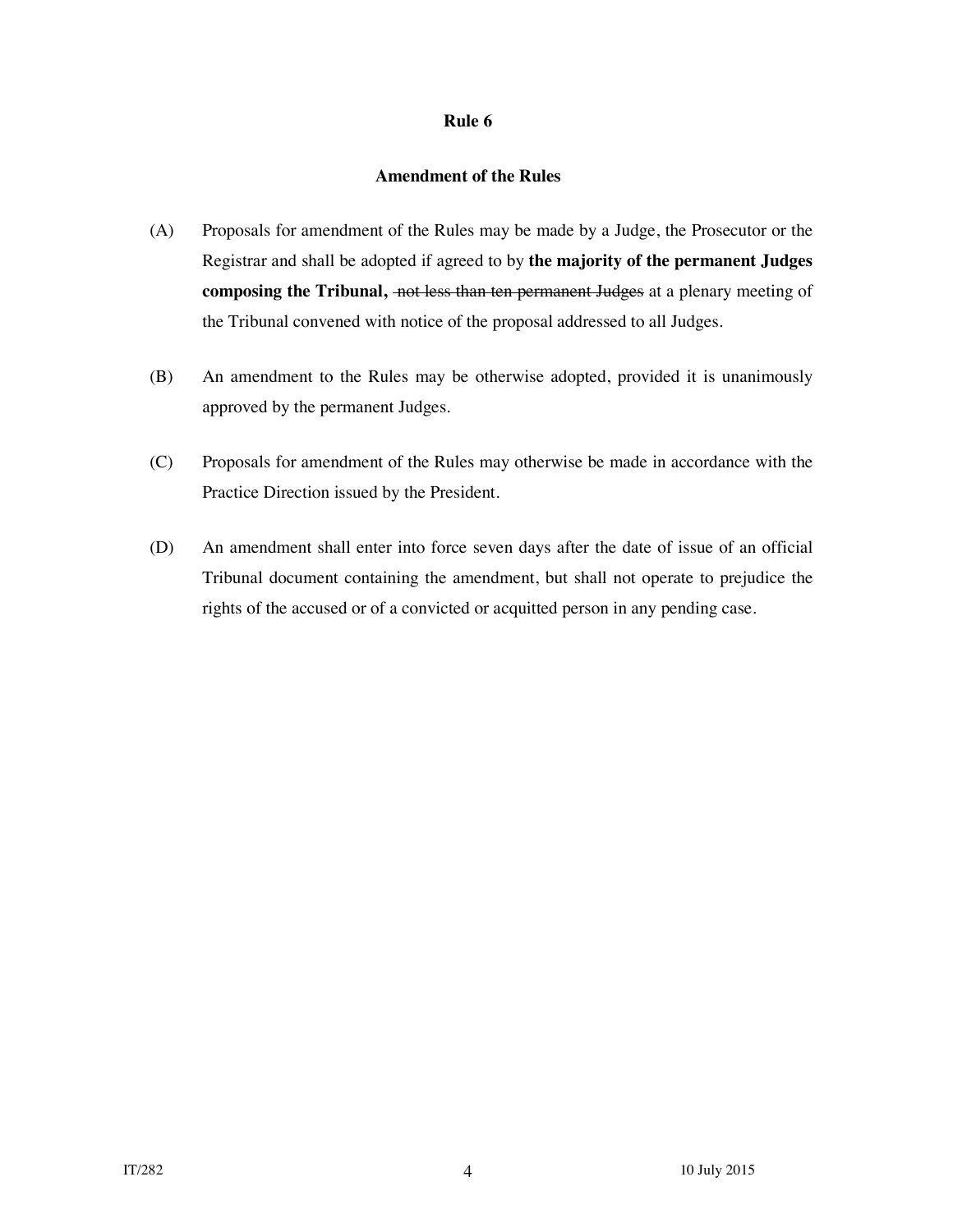## Rule 6

### Amendment of the Rules

(A) Proposals for amendment of the Rules may be made by a Judge, the Prosecutor or the Registrar and shall be adopted if agreed to by **the majority of the permanent Judges composing the Tribunal,** ~~not less than ten permanent Judges~~ at a plenary meeting of the Tribunal convened with notice of the proposal addressed to all Judges.

(B) An amendment to the Rules may be otherwise adopted, provided it is unanimously approved by the permanent Judges.

(C) Proposals for amendment of the Rules may otherwise be made in accordance with the Practice Direction issued by the President.

(D) An amendment shall enter into force seven days after the date of issue of an official Tribunal document containing the amendment, but shall not operate to prejudice the rights of the accused or of a convicted or acquitted person in any pending case.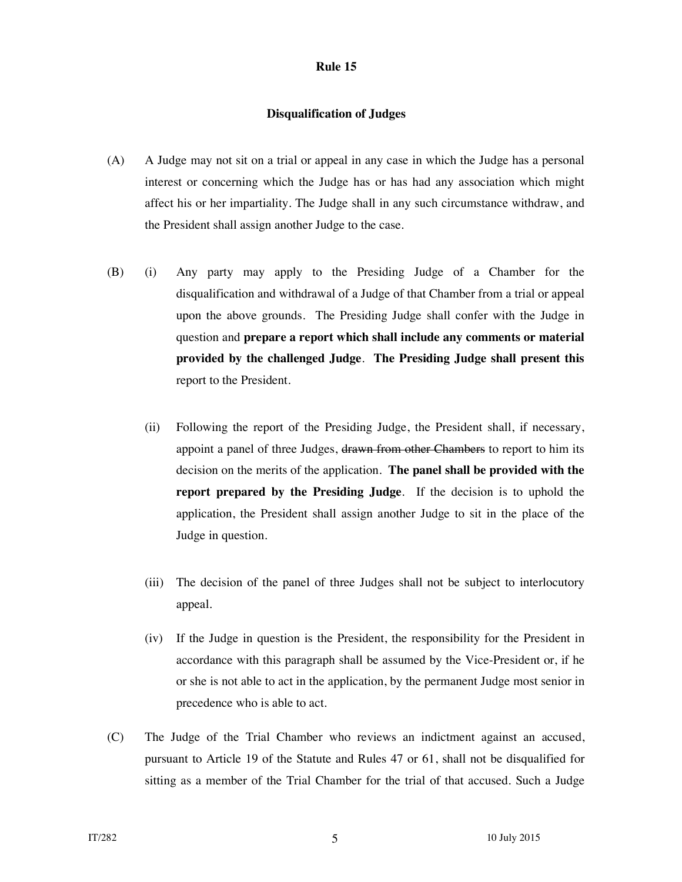**Rule 15**

**Disqualification of Judges**

(A) A Judge may not sit on a trial or appeal in any case in which the Judge has a personal interest or concerning which the Judge has or has had any association which might affect his or her impartiality. The Judge shall in any such circumstance withdraw, and the President shall assign another Judge to the case.

(B) (i) Any party may apply to the Presiding Judge of a Chamber for the disqualification and withdrawal of a Judge of that Chamber from a trial or appeal upon the above grounds. The Presiding Judge shall confer with the Judge in question and **prepare a report which shall include any comments or material provided by the challenged Judge**. **The Presiding Judge shall present this** report to the President.

(ii) Following the report of the Presiding Judge, the President shall, if necessary, appoint a panel of three Judges, ~~drawn from other Chambers~~ to report to him its decision on the merits of the application. **The panel shall be provided with the report prepared by the Presiding Judge**. If the decision is to uphold the application, the President shall assign another Judge to sit in the place of the Judge in question.

(iii) The decision of the panel of three Judges shall not be subject to interlocutory appeal.

(iv) If the Judge in question is the President, the responsibility for the President in accordance with this paragraph shall be assumed by the Vice-President or, if he or she is not able to act in the application, by the permanent Judge most senior in precedence who is able to act.

(C) The Judge of the Trial Chamber who reviews an indictment against an accused, pursuant to Article 19 of the Statute and Rules 47 or 61, shall not be disqualified for sitting as a member of the Trial Chamber for the trial of that accused. Such a Judge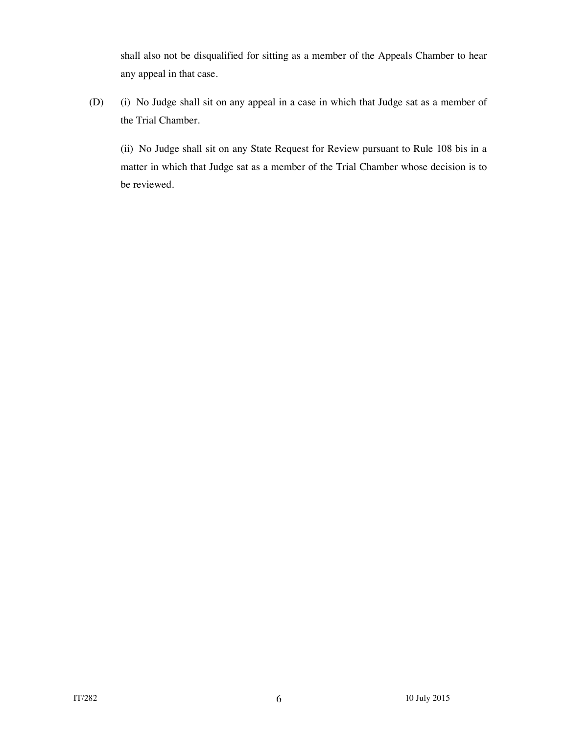shall also not be disqualified for sitting as a member of the Appeals Chamber to hear any appeal in that case.

(D) (i) No Judge shall sit on any appeal in a case in which that Judge sat as a member of the Trial Chamber.

(ii) No Judge shall sit on any State Request for Review pursuant to Rule 108 bis in a matter in which that Judge sat as a member of the Trial Chamber whose decision is to be reviewed.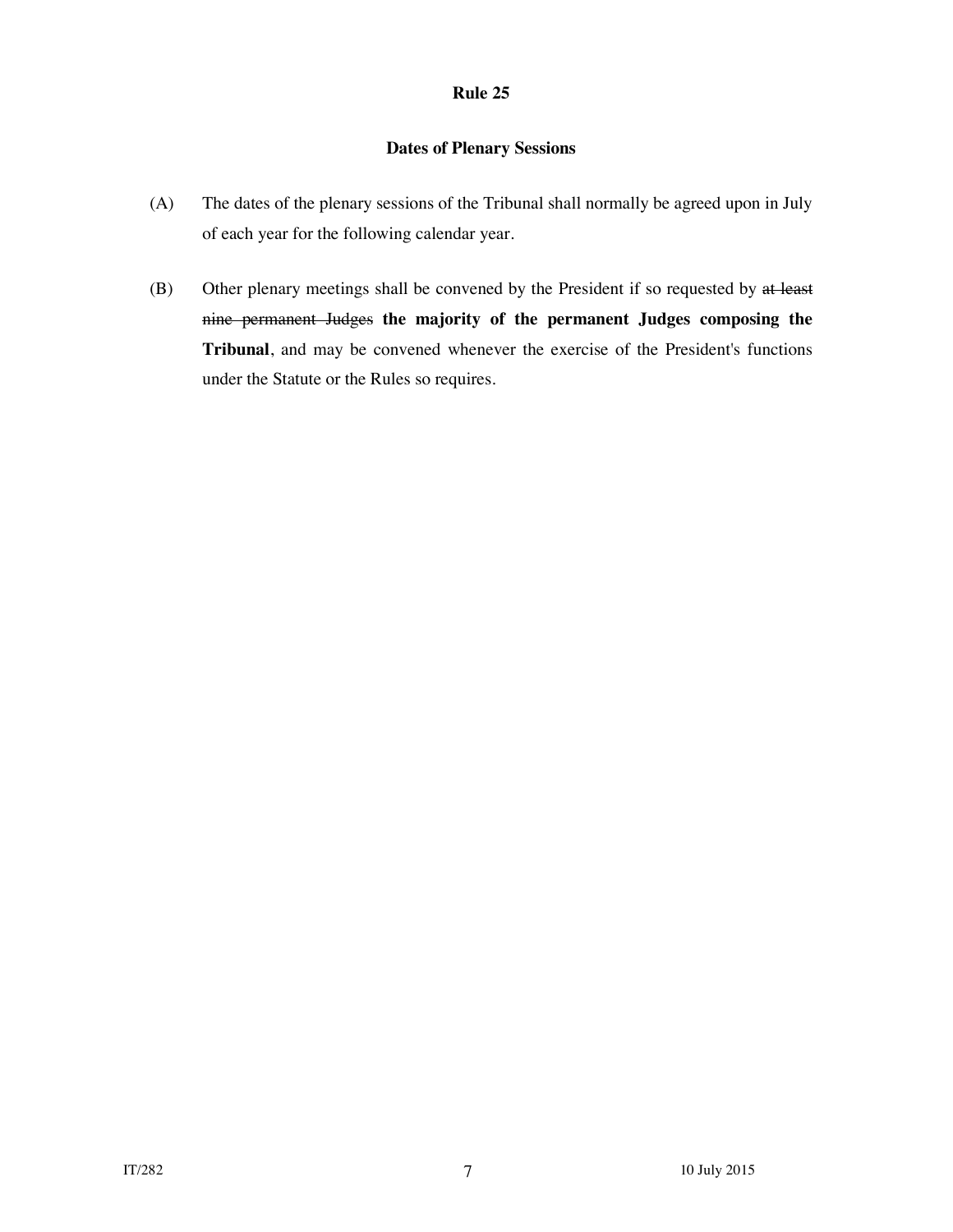## Rule 25

### Dates of Plenary Sessions

(A) The dates of the plenary sessions of the Tribunal shall normally be agreed upon in July of each year for the following calendar year.

(B) Other plenary meetings shall be convened by the President if so requested by ~~at least nine permanent Judges~~ **the majority of the permanent Judges composing the Tribunal**, and may be convened whenever the exercise of the President's functions under the Statute or the Rules so requires.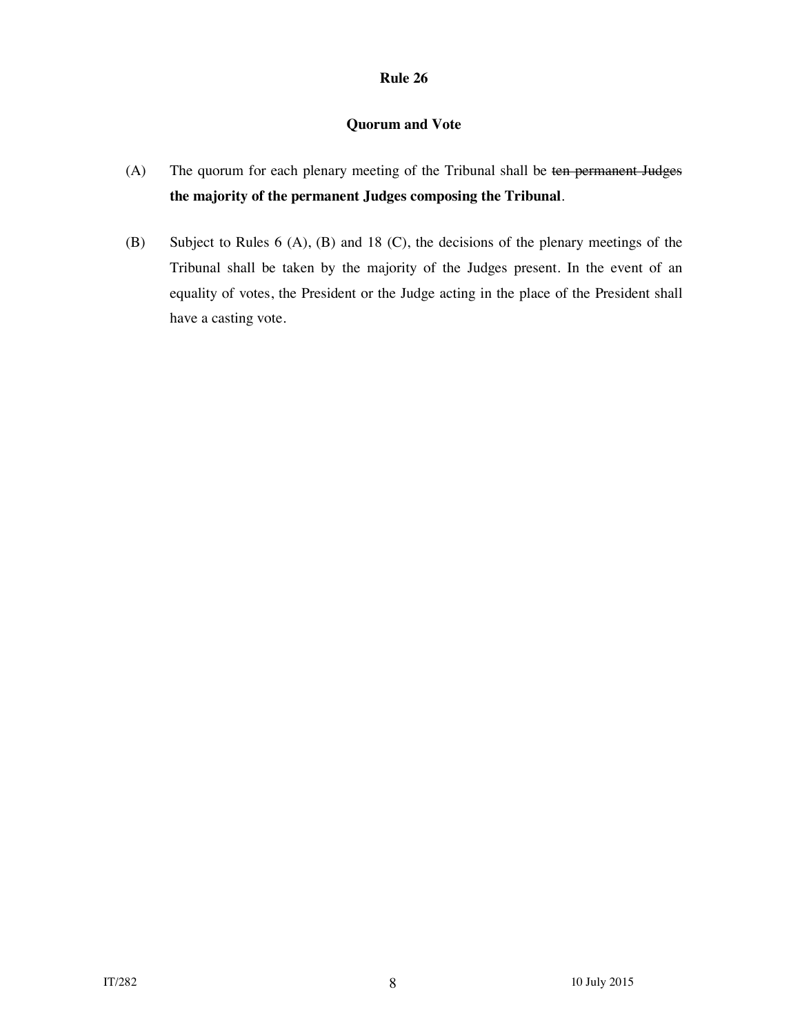## Rule 26

### Quorum and Vote

(A) The quorum for each plenary meeting of the Tribunal shall be ~~ten permanent Judges~~ **the majority of the permanent Judges composing the Tribunal**.

(B) Subject to Rules 6 (A), (B) and 18 (C), the decisions of the plenary meetings of the Tribunal shall be taken by the majority of the Judges present. In the event of an equality of votes, the President or the Judge acting in the place of the President shall have a casting vote.